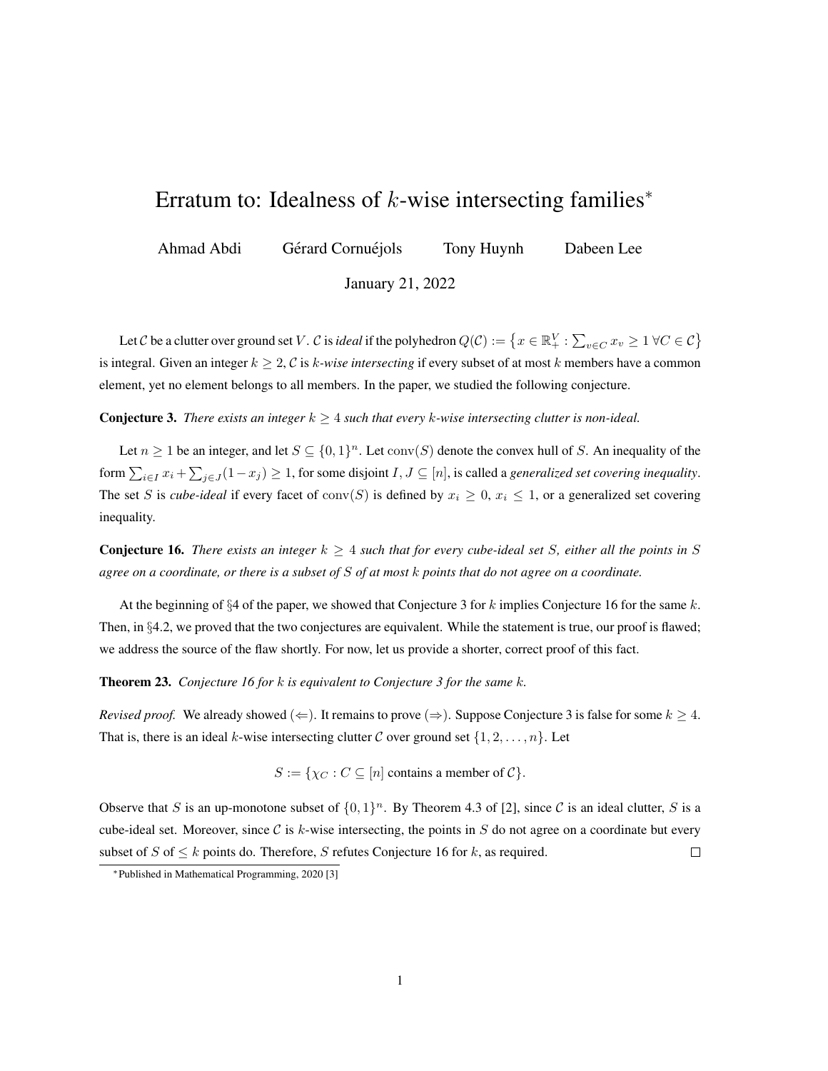# Erratum to: Idealness of $k$-wise intersecting families*

Ahmad Abdi Gérard Cornuéjols Tony Huynh Dabeen Lee

January 21, 2022

Let $\mathcal{C}$ be a clutter over ground set $V$. $\mathcal{C}$ is *ideal* if the polyhedron $Q(\mathcal{C}) := \left\{x \in \mathbb{R}^V_+ : \sum_{v \in C} x_v \geq 1 \; \forall C \in \mathcal{C}\right\}$ is integral. Given an integer $k \geq 2$, $\mathcal{C}$ is *k-wise intersecting* if every subset of at most $k$ members have a common element, yet no element belongs to all members. In the paper, we studied the following conjecture.

**Conjecture 3.** *There exists an integer $k \geq 4$ such that every $k$-wise intersecting clutter is non-ideal.*

Let $n \geq 1$ be an integer, and let $S \subseteq \{0,1\}^n$. Let $\operatorname{conv}(S)$ denote the convex hull of $S$. An inequality of the form $\sum_{i \in I} x_i + \sum_{j \in J}(1 - x_j) \geq 1$, for some disjoint $I, J \subseteq [n]$, is called a *generalized set covering inequality*. The set $S$ is *cube-ideal* if every facet of $\operatorname{conv}(S)$ is defined by $x_i \geq 0$, $x_i \leq 1$, or a generalized set covering inequality.

**Conjecture 16.** *There exists an integer $k \geq 4$ such that for every cube-ideal set $S$, either all the points in $S$ agree on a coordinate, or there is a subset of $S$ of at most $k$ points that do not agree on a coordinate.*

At the beginning of §4 of the paper, we showed that Conjecture 3 for $k$ implies Conjecture 16 for the same $k$. Then, in §4.2, we proved that the two conjectures are equivalent. While the statement is true, our proof is flawed; we address the source of the flaw shortly. For now, let us provide a shorter, correct proof of this fact.

**Theorem 23.** *Conjecture 16 for $k$ is equivalent to Conjecture 3 for the same $k$.*

*Revised proof.* We already showed ($\Leftarrow$). It remains to prove ($\Rightarrow$). Suppose Conjecture 3 is false for some $k \geq 4$. That is, there is an ideal $k$-wise intersecting clutter $\mathcal{C}$ over ground set $\{1, 2, \ldots, n\}$. Let

$$S := \{\chi_C : C \subseteq [n] \text{ contains a member of } \mathcal{C}\}.$$

Observe that $S$ is an up-monotone subset of $\{0,1\}^n$. By Theorem 4.3 of [2], since $\mathcal{C}$ is an ideal clutter, $S$ is a cube-ideal set. Moreover, since $\mathcal{C}$ is $k$-wise intersecting, the points in $S$ do not agree on a coordinate but every subset of $S$ of $\leq k$ points do. Therefore, $S$ refutes Conjecture 16 for $k$, as required. □

*Published in Mathematical Programming, 2020 [3]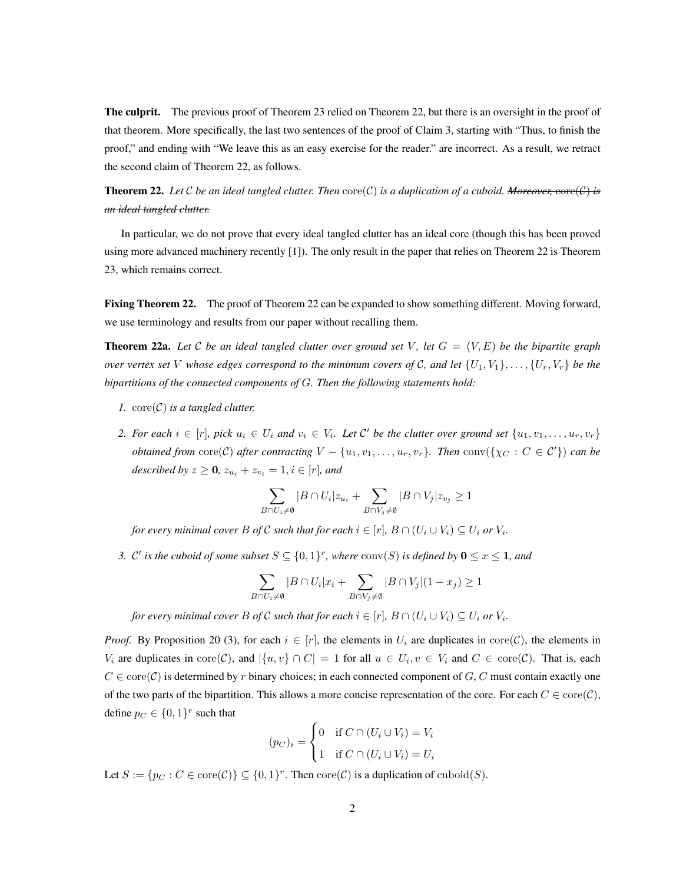**The culprit.** The previous proof of Theorem 23 relied on Theorem 22, but there is an oversight in the proof of that theorem. More specifically, the last two sentences of the proof of Claim 3, starting with "Thus, to finish the proof," and ending with "We leave this as an easy exercise for the reader." are incorrect. As a result, we retract the second claim of Theorem 22, as follows.

**Theorem 22.** *Let $\mathcal{C}$ be an ideal tangled clutter. Then $\text{core}(\mathcal{C})$ is a duplication of a cuboid.* ~~*Moreover, $\text{core}(\mathcal{C})$ is an ideal tangled clutter.*~~

In particular, we do not prove that every ideal tangled clutter has an ideal core (though this has been proved using more advanced machinery recently [1]). The only result in the paper that relies on Theorem 22 is Theorem 23, which remains correct.

**Fixing Theorem 22.** The proof of Theorem 22 can be expanded to show something different. Moving forward, we use terminology and results from our paper without recalling them.

**Theorem 22a.** *Let $\mathcal{C}$ be an ideal tangled clutter over ground set $V$, let $G = (V, E)$ be the bipartite graph over vertex set $V$ whose edges correspond to the minimum covers of $\mathcal{C}$, and let $\{U_1, V_1\}, \ldots, \{U_r, V_r\}$ be the bipartitions of the connected components of $G$. Then the following statements hold:*

1. *$\text{core}(\mathcal{C})$ is a tangled clutter.*
2. *For each $i \in [r]$, pick $u_i \in U_i$ and $v_i \in V_i$. Let $\mathcal{C}'$ be the clutter over ground set $\{u_1, v_1, \ldots, u_r, v_r\}$ obtained from $\text{core}(\mathcal{C})$ after contracting $V - \{u_1, v_1, \ldots, u_r, v_r\}$. Then $\text{conv}(\{\chi_C : C \in \mathcal{C}'\})$ can be described by $z \geq \mathbf{0}$, $z_{u_i} + z_{v_i} = 1, i \in [r]$, and*
$$\sum_{B \cap U_i \neq \emptyset} |B \cap U_i| z_{u_i} + \sum_{B \cap V_j \neq \emptyset} |B \cap V_j| z_{v_j} \geq 1$$
*for every minimal cover $B$ of $\mathcal{C}$ such that for each $i \in [r]$, $B \cap (U_i \cup V_i) \subseteq U_i$ or $V_i$.*
3. *$\mathcal{C}'$ is the cuboid of some subset $S \subseteq \{0,1\}^r$, where $\text{conv}(S)$ is defined by $\mathbf{0} \leq x \leq \mathbf{1}$, and*
$$\sum_{B \cap U_i \neq \emptyset} |B \cap U_i| x_i + \sum_{B \cap V_j \neq \emptyset} |B \cap V_j| (1 - x_j) \geq 1$$
*for every minimal cover $B$ of $\mathcal{C}$ such that for each $i \in [r]$, $B \cap (U_i \cup V_i) \subseteq U_i$ or $V_i$.*

*Proof.* By Proposition 20 (3), for each $i \in [r]$, the elements in $U_i$ are duplicates in $\text{core}(\mathcal{C})$, the elements in $V_i$ are duplicates in $\text{core}(\mathcal{C})$, and $|\{u, v\} \cap C| = 1$ for all $u \in U_i, v \in V_i$ and $C \in \text{core}(\mathcal{C})$. That is, each $C \in \text{core}(\mathcal{C})$ is determined by $r$ binary choices; in each connected component of $G$, $C$ must contain exactly one of the two parts of the bipartition. This allows a more concise representation of the core. For each $C \in \text{core}(\mathcal{C})$, define $p_C \in \{0,1\}^r$ such that
$$(p_C)_i = \begin{cases} 0 & \text{if } C \cap (U_i \cup V_i) = V_i \\ 1 & \text{if } C \cap (U_i \cup V_i) = U_i \end{cases}$$
Let $S := \{p_C : C \in \text{core}(\mathcal{C})\} \subseteq \{0,1\}^r$. Then $\text{core}(\mathcal{C})$ is a duplication of $\text{cuboid}(S)$.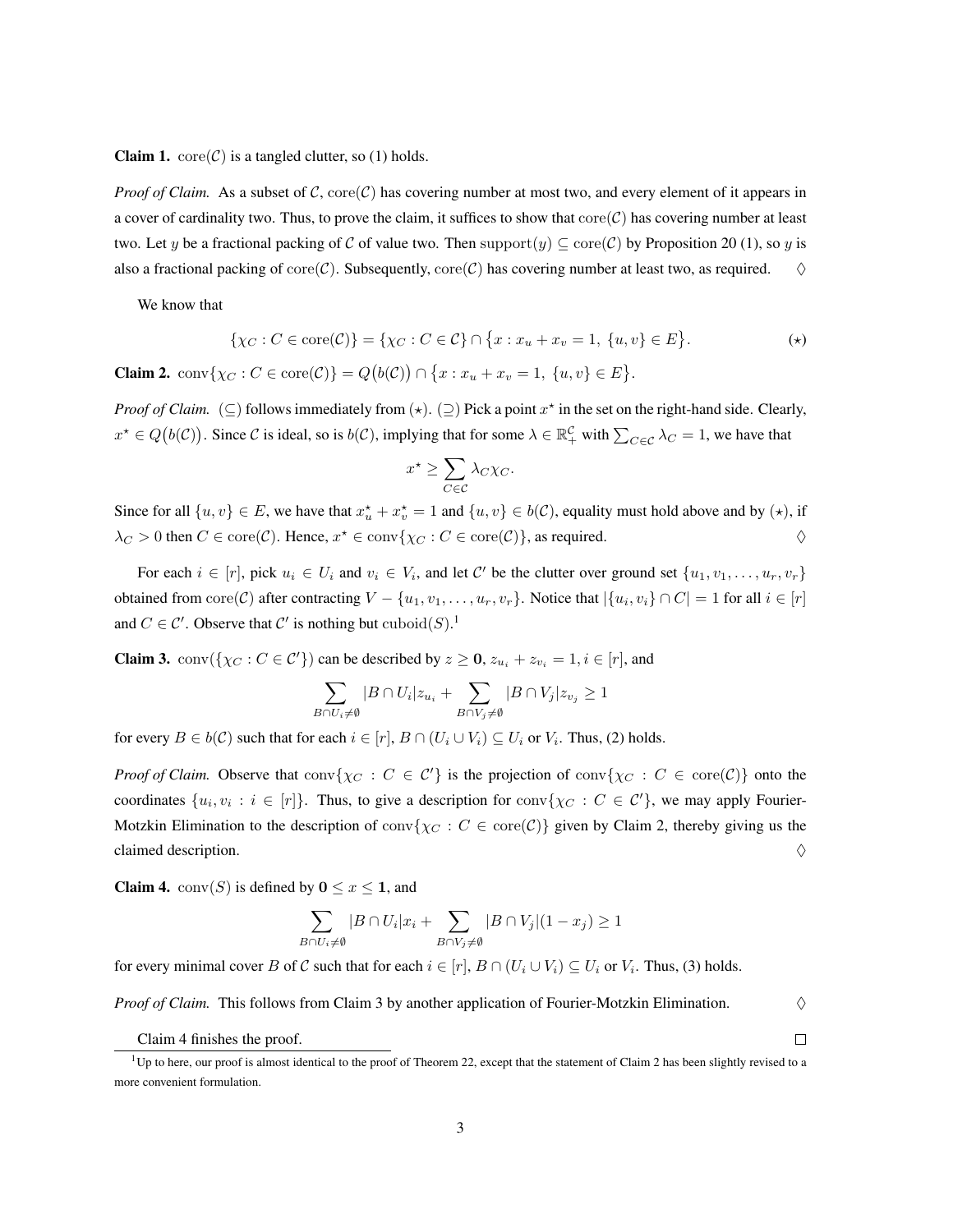**Claim 1.** $\mathrm{core}(\mathcal{C})$ is a tangled clutter, so (1) holds.

*Proof of Claim.* As a subset of $\mathcal{C}$, $\mathrm{core}(\mathcal{C})$ has covering number at most two, and every element of it appears in a cover of cardinality two. Thus, to prove the claim, it suffices to show that $\mathrm{core}(\mathcal{C})$ has covering number at least two. Let $y$ be a fractional packing of $\mathcal{C}$ of value two. Then $\mathrm{support}(y) \subseteq \mathrm{core}(\mathcal{C})$ by Proposition 20 (1), so $y$ is also a fractional packing of $\mathrm{core}(\mathcal{C})$. Subsequently, $\mathrm{core}(\mathcal{C})$ has covering number at least two, as required. $\diamondsuit$

We know that

$$\{\chi_C : C \in \mathrm{core}(\mathcal{C})\} = \{\chi_C : C \in \mathcal{C}\} \cap \big\{x : x_u + x_v = 1,\ \{u,v\} \in E\big\}. \tag{$\star$}$$

**Claim 2.** $\mathrm{conv}\{\chi_C : C \in \mathrm{core}(\mathcal{C})\} = Q\big(b(\mathcal{C})\big) \cap \big\{x : x_u + x_v = 1,\ \{u,v\} \in E\big\}$.

*Proof of Claim.* ($\subseteq$) follows immediately from ($\star$). ($\supseteq$) Pick a point $x^\star$ in the set on the right-hand side. Clearly, $x^\star \in Q\big(b(\mathcal{C})\big)$. Since $\mathcal{C}$ is ideal, so is $b(\mathcal{C})$, implying that for some $\lambda \in \mathbb{R}^{\mathcal{C}}_+$ with $\sum_{C \in \mathcal{C}} \lambda_C = 1$, we have that

$$x^\star \geq \sum_{C \in \mathcal{C}} \lambda_C \chi_C.$$

Since for all $\{u,v\} \in E$, we have that $x^\star_u + x^\star_v = 1$ and $\{u,v\} \in b(\mathcal{C})$, equality must hold above and by ($\star$), if $\lambda_C > 0$ then $C \in \mathrm{core}(\mathcal{C})$. Hence, $x^\star \in \mathrm{conv}\{\chi_C : C \in \mathrm{core}(\mathcal{C})\}$, as required. $\diamondsuit$

For each $i \in [r]$, pick $u_i \in U_i$ and $v_i \in V_i$, and let $\mathcal{C}'$ be the clutter over ground set $\{u_1, v_1, \ldots, u_r, v_r\}$ obtained from $\mathrm{core}(\mathcal{C})$ after contracting $V - \{u_1, v_1, \ldots, u_r, v_r\}$. Notice that $|\{u_i, v_i\} \cap C| = 1$ for all $i \in [r]$ and $C \in \mathcal{C}'$. Observe that $\mathcal{C}'$ is nothing but $\mathrm{cuboid}(S)$.[1]

**Claim 3.** $\mathrm{conv}(\{\chi_C : C \in \mathcal{C}'\})$ can be described by $z \geq \mathbf{0}$, $z_{u_i} + z_{v_i} = 1, i \in [r]$, and

$$\sum_{B \cap U_i \neq \emptyset} |B \cap U_i| z_{u_i} + \sum_{B \cap V_j \neq \emptyset} |B \cap V_j| z_{v_j} \geq 1$$

for every $B \in b(\mathcal{C})$ such that for each $i \in [r]$, $B \cap (U_i \cup V_i) \subseteq U_i$ or $V_i$. Thus, (2) holds.

*Proof of Claim.* Observe that $\mathrm{conv}\{\chi_C : C \in \mathcal{C}'\}$ is the projection of $\mathrm{conv}\{\chi_C : C \in \mathrm{core}(\mathcal{C})\}$ onto the coordinates $\{u_i, v_i : i \in [r]\}$. Thus, to give a description for $\mathrm{conv}\{\chi_C : C \in \mathcal{C}'\}$, we may apply Fourier-Motzkin Elimination to the description of $\mathrm{conv}\{\chi_C : C \in \mathrm{core}(\mathcal{C})\}$ given by Claim 2, thereby giving us the claimed description. $\diamondsuit$

**Claim 4.** $\mathrm{conv}(S)$ is defined by $\mathbf{0} \leq x \leq \mathbf{1}$, and

$$\sum_{B \cap U_i \neq \emptyset} |B \cap U_i| x_i + \sum_{B \cap V_j \neq \emptyset} |B \cap V_j| (1 - x_j) \geq 1$$

for every minimal cover $B$ of $\mathcal{C}$ such that for each $i \in [r]$, $B \cap (U_i \cup V_i) \subseteq U_i$ or $V_i$. Thus, (3) holds.

*Proof of Claim.* This follows from Claim 3 by another application of Fourier-Motzkin Elimination. $\diamondsuit$

Claim 4 finishes the proof. $\square$

[1] Up to here, our proof is almost identical to the proof of Theorem 22, except that the statement of Claim 2 has been slightly revised to a more convenient formulation.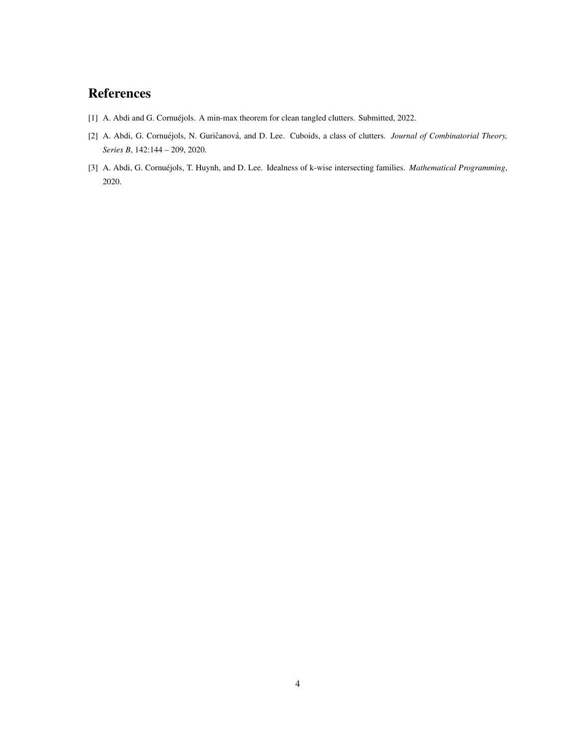## References

[1] A. Abdi and G. Cornuéjols. A min-max theorem for clean tangled clutters. Submitted, 2022.

[2] A. Abdi, G. Cornuéjols, N. Guričanová, and D. Lee. Cuboids, a class of clutters. *Journal of Combinatorial Theory, Series B*, 142:144 – 209, 2020.

[3] A. Abdi, G. Cornuéjols, T. Huynh, and D. Lee. Idealness of k-wise intersecting families. *Mathematical Programming*, 2020.